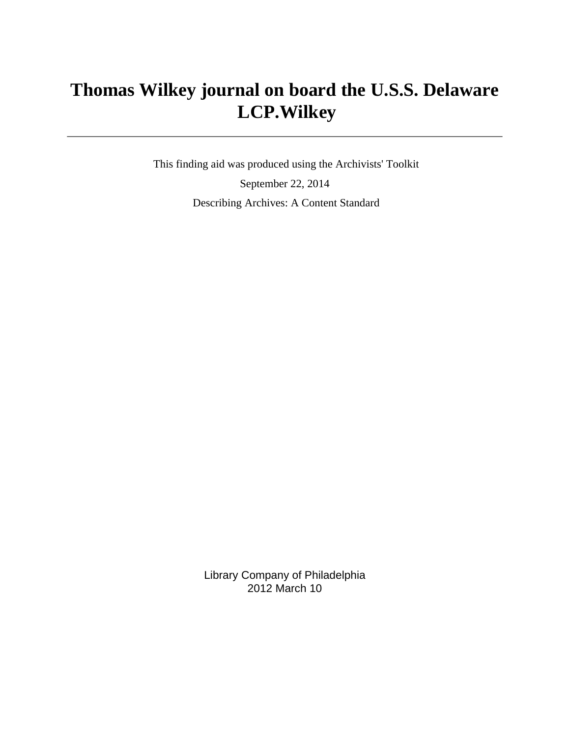# Thomas Wilkey journal on board the U.S.S. Delaware LCP.Wilkey

---

This finding aid was produced using the Archivists' Toolkit

September 22, 2014

Describing Archives: A Content Standard

Library Company of Philadelphia
2012 March 10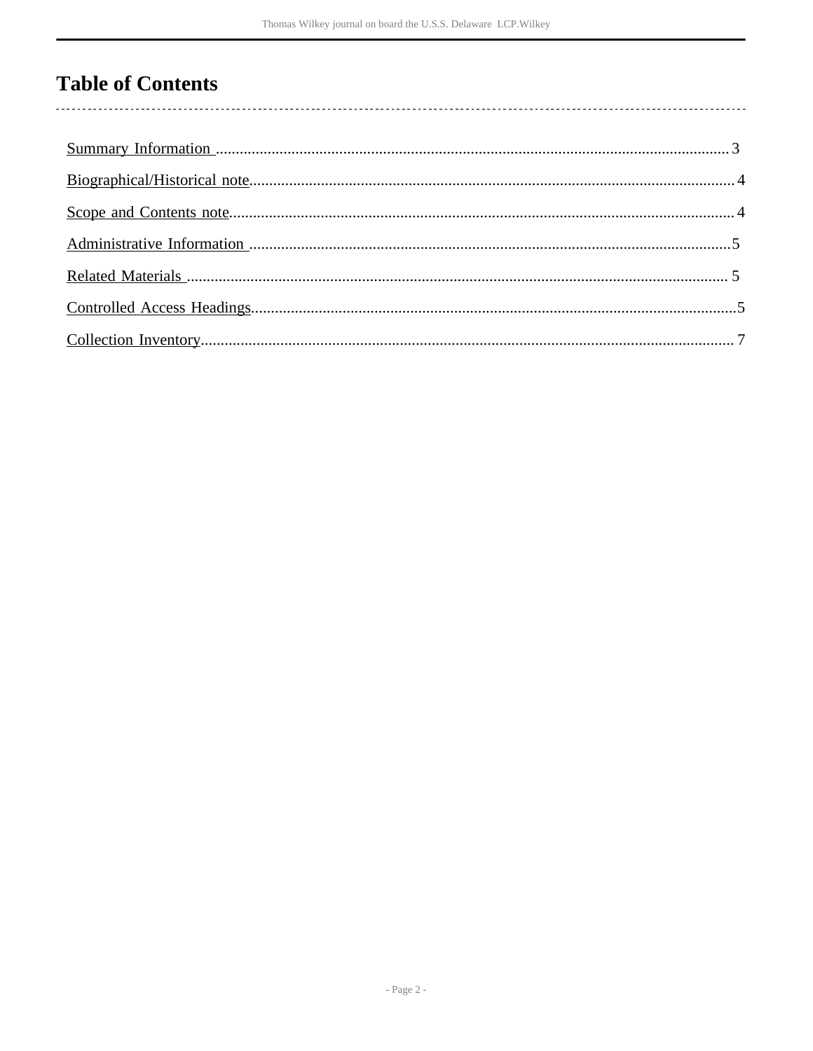# Table of Contents

- Summary Information ........ 3
- Biographical/Historical note ........ 4
- Scope and Contents note ........ 4
- Administrative Information ........ 5
- Related Materials ........ 5
- Controlled Access Headings ........ 5
- Collection Inventory ........ 7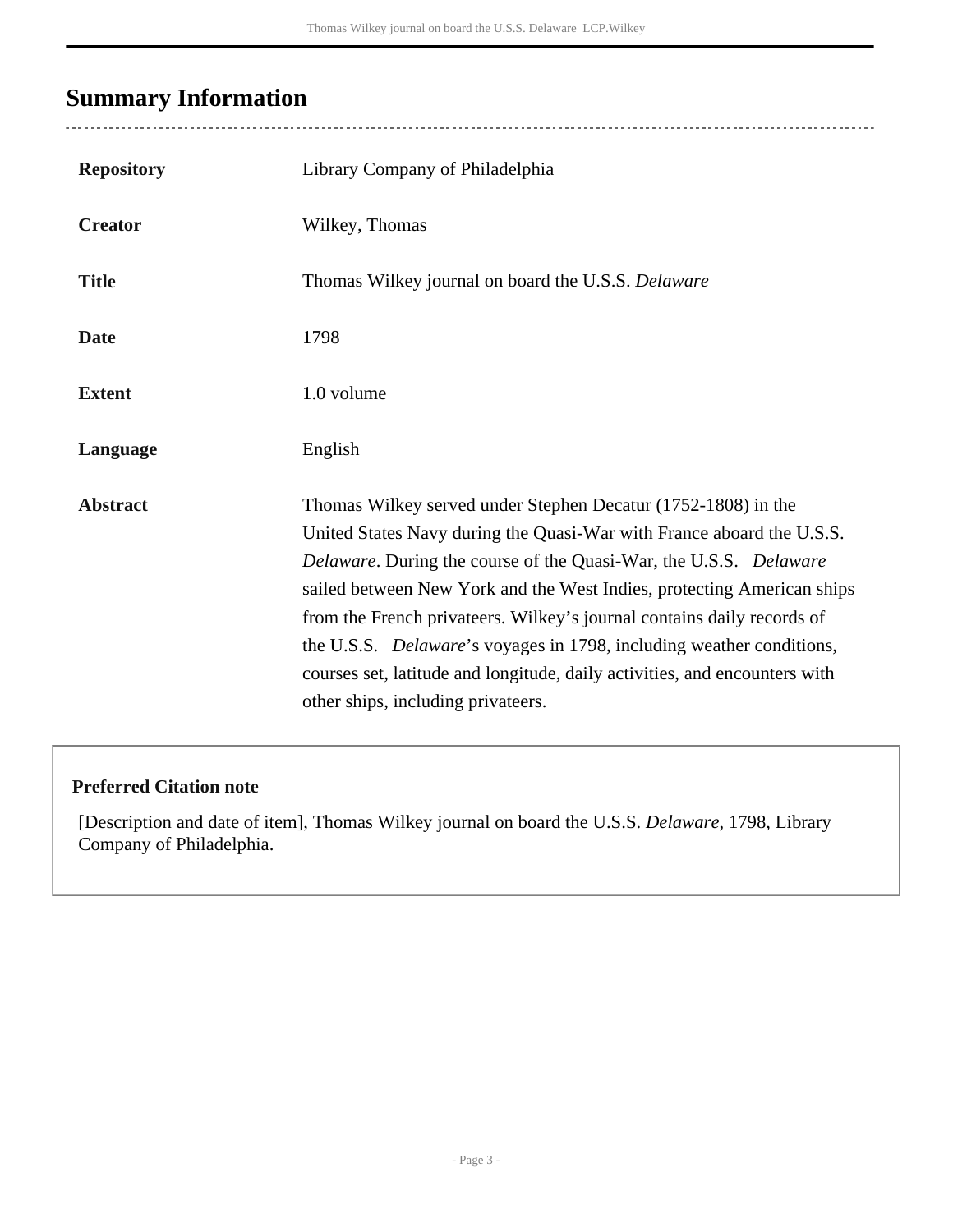## Summary Information

| | |
|---|---|
| **Repository** | Library Company of Philadelphia |
| **Creator** | Wilkey, Thomas |
| **Title** | Thomas Wilkey journal on board the U.S.S. *Delaware* |
| **Date** | 1798 |
| **Extent** | 1.0 volume |
| **Language** | English |
| **Abstract** | Thomas Wilkey served under Stephen Decatur (1752-1808) in the United States Navy during the Quasi-War with France aboard the U.S.S. *Delaware*. During the course of the Quasi-War, the U.S.S. *Delaware* sailed between New York and the West Indies, protecting American ships from the French privateers. Wilkey's journal contains daily records of the U.S.S. *Delaware*'s voyages in 1798, including weather conditions, courses set, latitude and longitude, daily activities, and encounters with other ships, including privateers. |

**Preferred Citation note**

[Description and date of item], Thomas Wilkey journal on board the U.S.S. *Delaware*, 1798, Library Company of Philadelphia.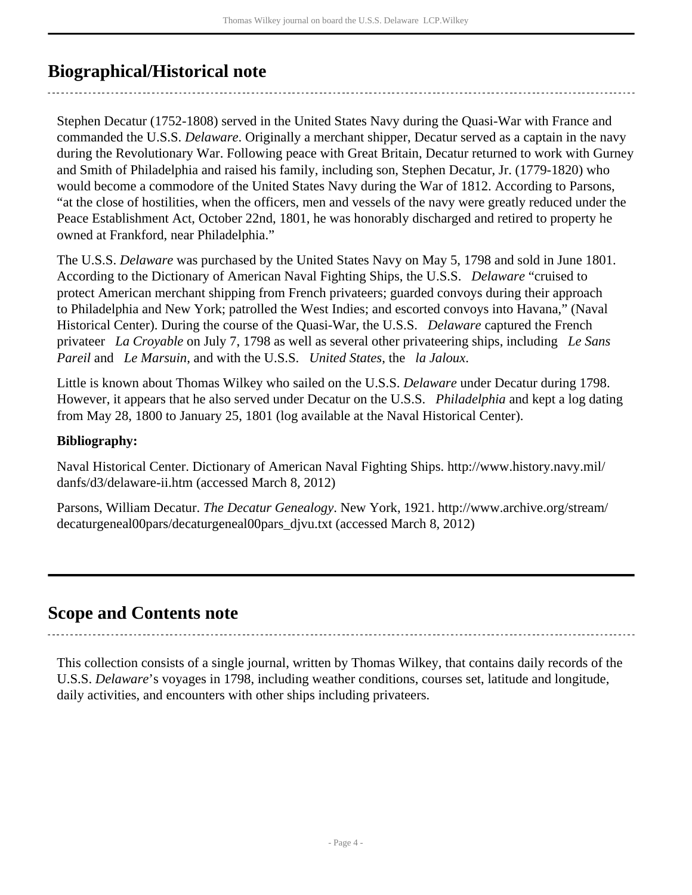## Biographical/Historical note

Stephen Decatur (1752-1808) served in the United States Navy during the Quasi-War with France and commanded the U.S.S. *Delaware*. Originally a merchant shipper, Decatur served as a captain in the navy during the Revolutionary War. Following peace with Great Britain, Decatur returned to work with Gurney and Smith of Philadelphia and raised his family, including son, Stephen Decatur, Jr. (1779-1820) who would become a commodore of the United States Navy during the War of 1812. According to Parsons, “at the close of hostilities, when the officers, men and vessels of the navy were greatly reduced under the Peace Establishment Act, October 22nd, 1801, he was honorably discharged and retired to property he owned at Frankford, near Philadelphia.”

The U.S.S. *Delaware* was purchased by the United States Navy on May 5, 1798 and sold in June 1801. According to the Dictionary of American Naval Fighting Ships, the U.S.S. *Delaware* “cruised to protect American merchant shipping from French privateers; guarded convoys during their approach to Philadelphia and New York; patrolled the West Indies; and escorted convoys into Havana,” (Naval Historical Center). During the course of the Quasi-War, the U.S.S. *Delaware* captured the French privateer *La Croyable* on July 7, 1798 as well as several other privateering ships, including *Le Sans Pareil* and *Le Marsuin*, and with the U.S.S. *United States*, the *la Jaloux*.

Little is known about Thomas Wilkey who sailed on the U.S.S. *Delaware* under Decatur during 1798. However, it appears that he also served under Decatur on the U.S.S. *Philadelphia* and kept a log dating from May 28, 1800 to January 25, 1801 (log available at the Naval Historical Center).

**Bibliography:**

Naval Historical Center. Dictionary of American Naval Fighting Ships. http://www.history.navy.mil/danfs/d3/delaware-ii.htm (accessed March 8, 2012)

Parsons, William Decatur. *The Decatur Genealogy*. New York, 1921. http://www.archive.org/stream/decaturgeneal00pars/decaturgeneal00pars_djvu.txt (accessed March 8, 2012)

## Scope and Contents note

This collection consists of a single journal, written by Thomas Wilkey, that contains daily records of the U.S.S. *Delaware*’s voyages in 1798, including weather conditions, courses set, latitude and longitude, daily activities, and encounters with other ships including privateers.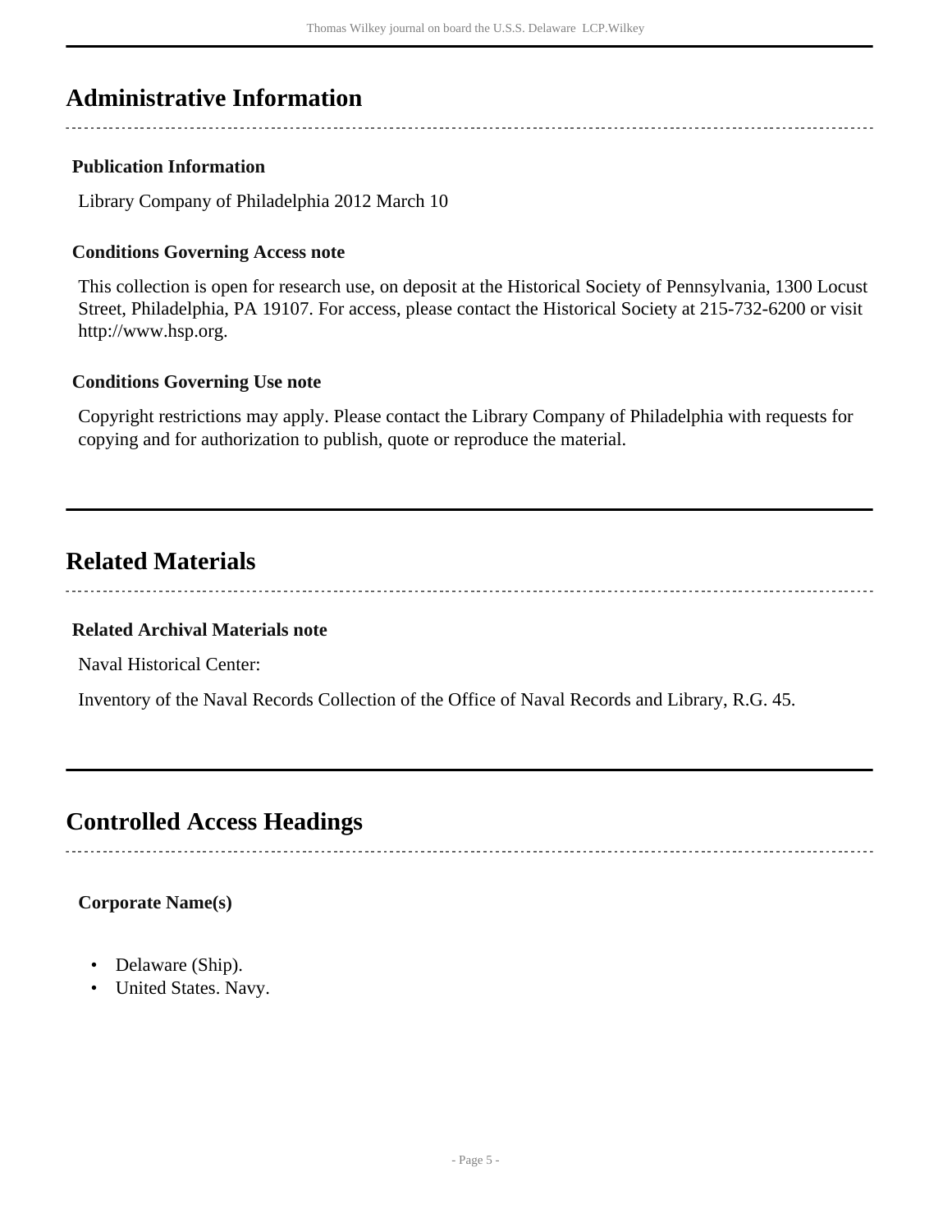## Administrative Information

### Publication Information

Library Company of Philadelphia 2012 March 10

### Conditions Governing Access note

This collection is open for research use, on deposit at the Historical Society of Pennsylvania, 1300 Locust Street, Philadelphia, PA 19107. For access, please contact the Historical Society at 215-732-6200 or visit http://www.hsp.org.

### Conditions Governing Use note

Copyright restrictions may apply. Please contact the Library Company of Philadelphia with requests for copying and for authorization to publish, quote or reproduce the material.

## Related Materials

### Related Archival Materials note

Naval Historical Center:

Inventory of the Naval Records Collection of the Office of Naval Records and Library, R.G. 45.

## Controlled Access Headings

### Corporate Name(s)

- Delaware (Ship).
- United States. Navy.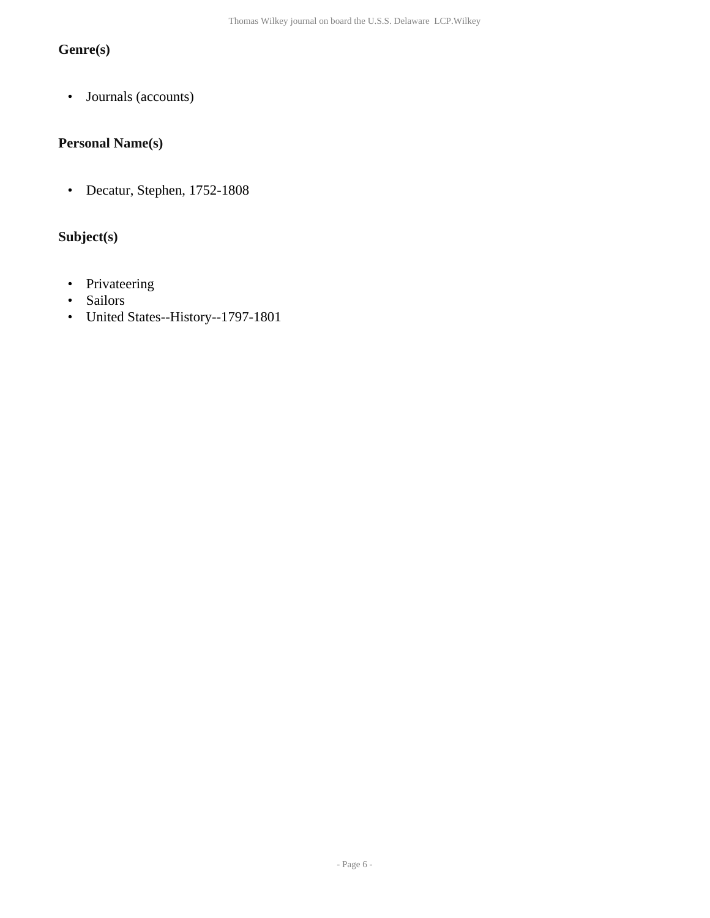### Genre(s)

- Journals (accounts)

### Personal Name(s)

- Decatur, Stephen, 1752-1808

### Subject(s)

- Privateering
- Sailors
- United States--History--1797-1801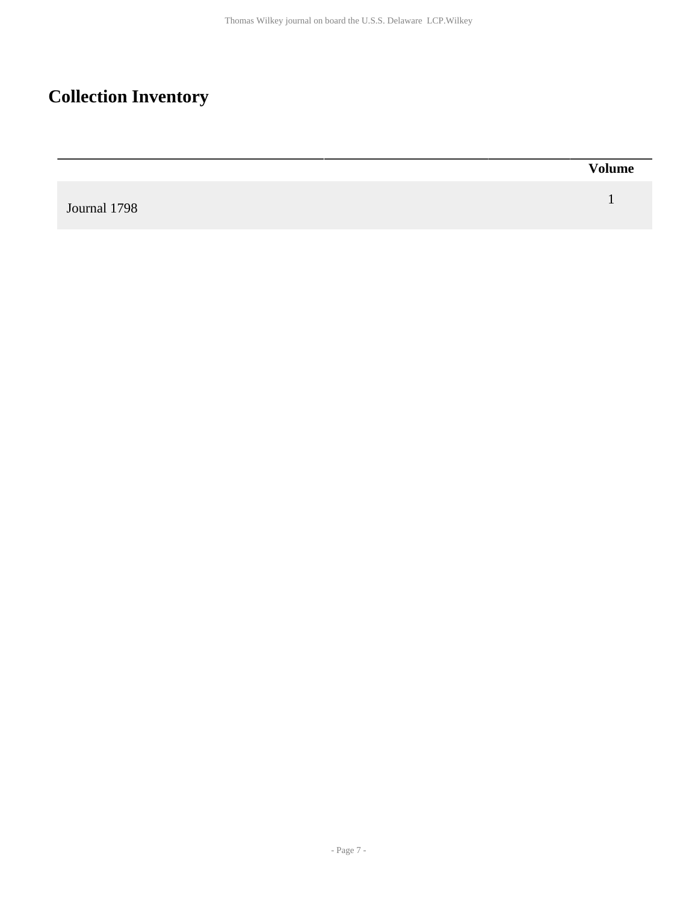# Collection Inventory

| | Volume |
|---|---|
| Journal 1798 | 1 |